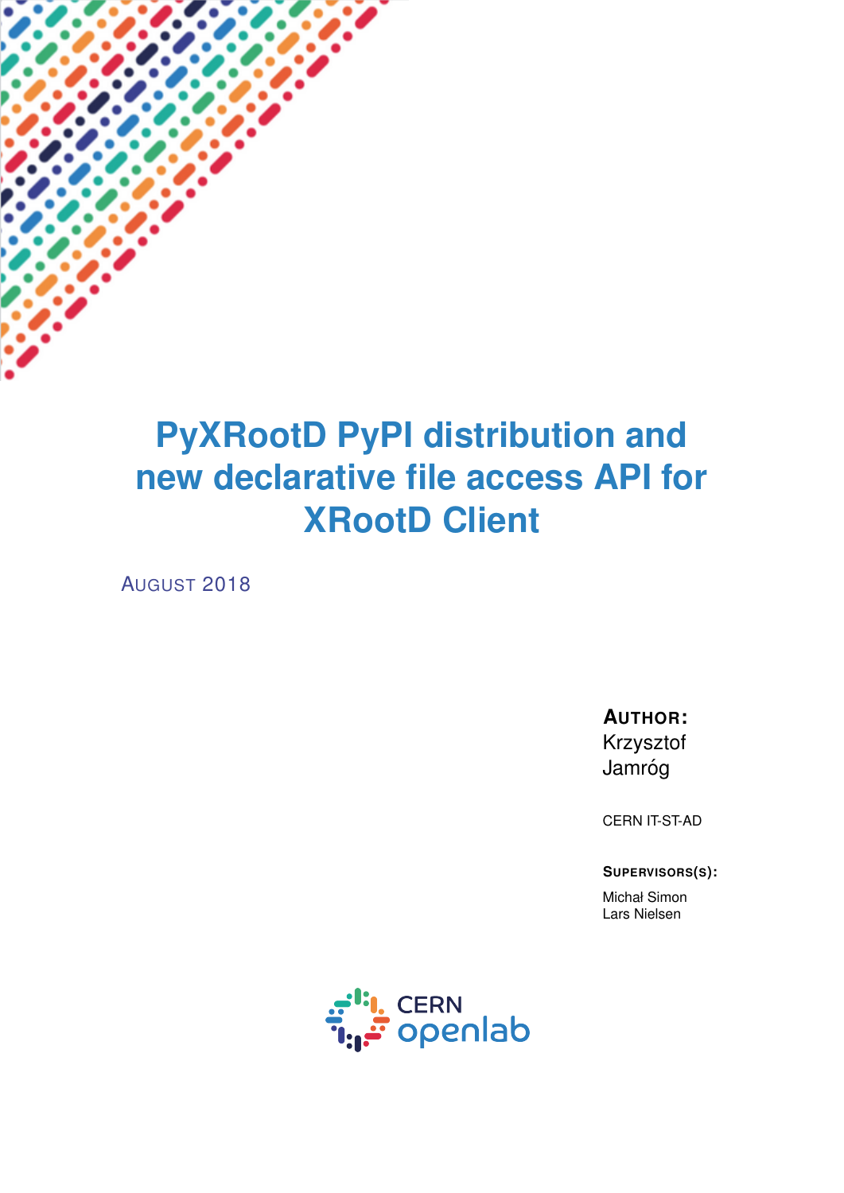# PyXRootD PyPI distribution and new declarative file access API for XRootD Client

AUGUST 2018

**AUTHOR:**
Krzysztof Jamróg

CERN IT-ST-AD

**SUPERVISORS(S):**

Michał Simon
Lars Nielsen

CERN openlab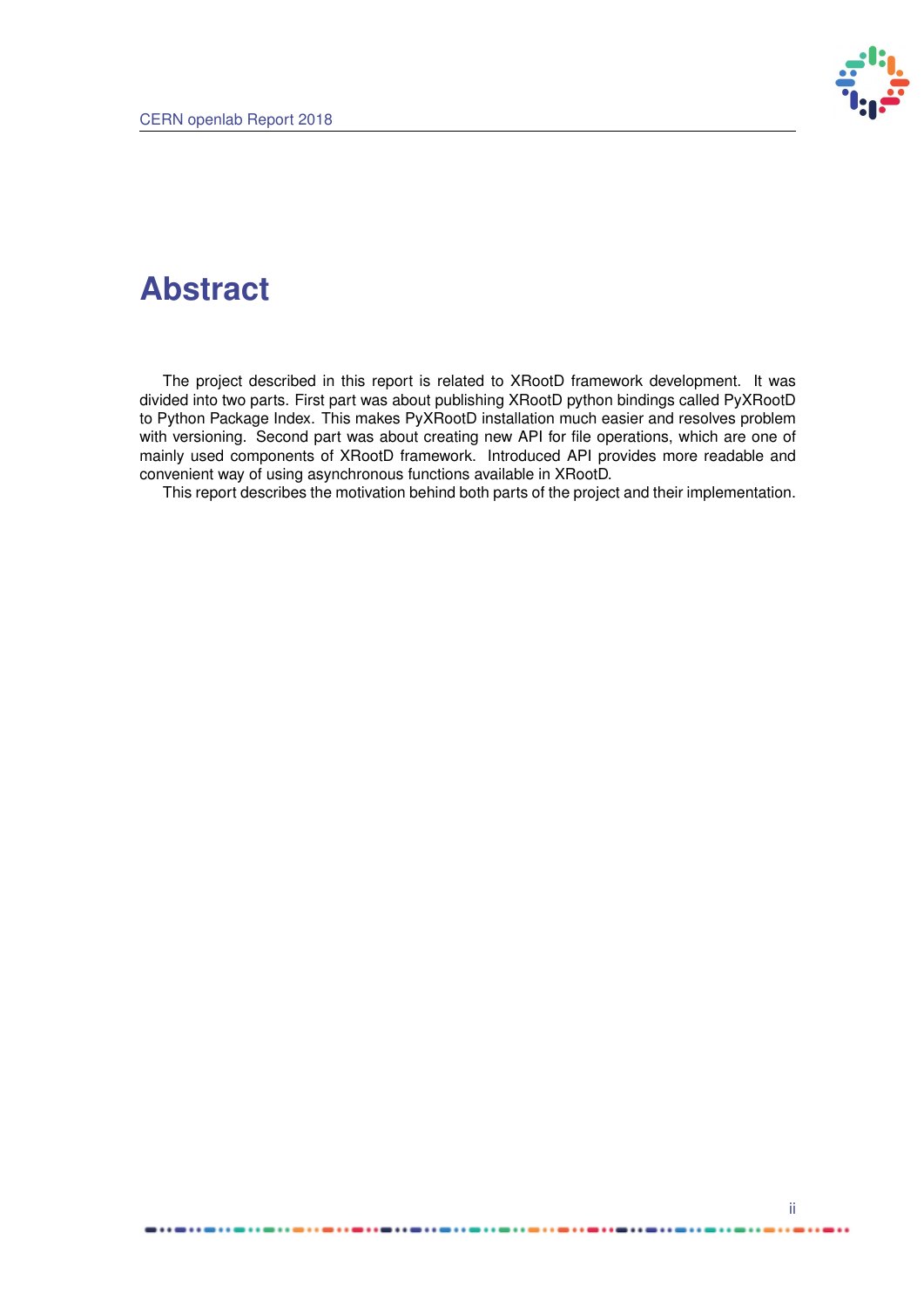# Abstract

The project described in this report is related to XRootD framework development. It was divided into two parts. First part was about publishing XRootD python bindings called PyXRootD to Python Package Index. This makes PyXRootD installation much easier and resolves problem with versioning. Second part was about creating new API for file operations, which are one of mainly used components of XRootD framework. Introduced API provides more readable and convenient way of using asynchronous functions available in XRootD.

This report describes the motivation behind both parts of the project and their implementation.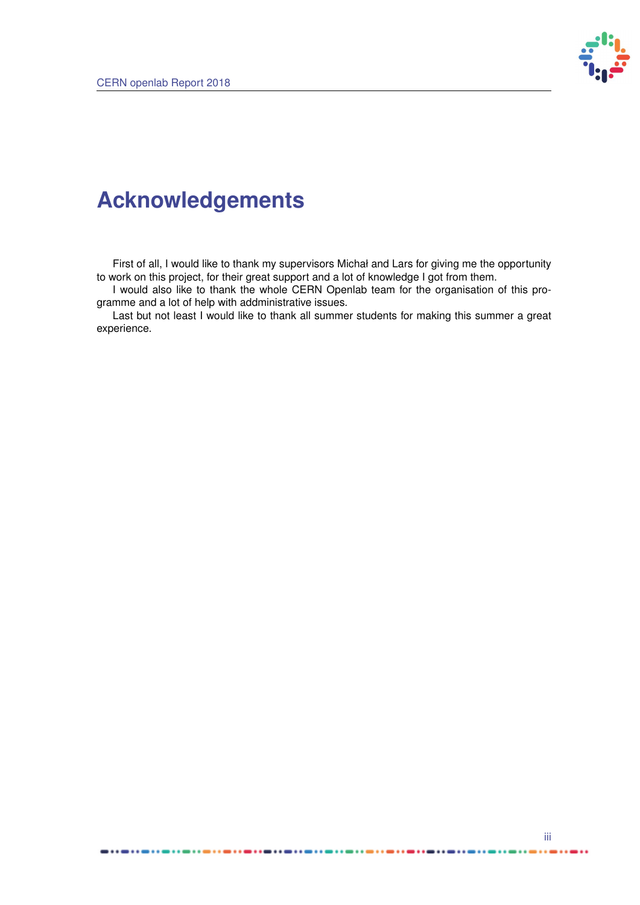# Acknowledgements

First of all, I would like to thank my supervisors Michał and Lars for giving me the opportunity to work on this project, for their great support and a lot of knowledge I got from them.

I would also like to thank the whole CERN Openlab team for the organisation of this programme and a lot of help with addministrative issues.

Last but not least I would like to thank all summer students for making this summer a great experience.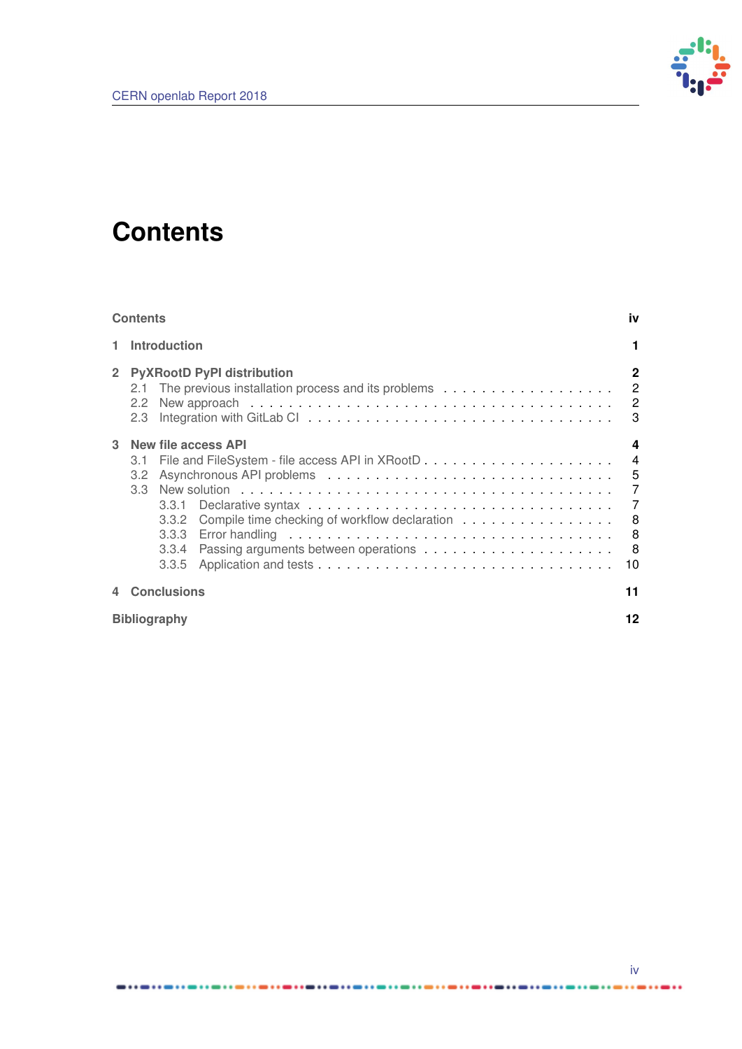# Contents

**Contents** **iv**

**1 Introduction** **1**

**2 PyXRootD PyPI distribution** **2**
- 2.1 The previous installation process and its problems . . . . . 2
- 2.2 New approach . . . . . 2
- 2.3 Integration with GitLab CI . . . . . 3

**3 New file access API** **4**
- 3.1 File and FileSystem - file access API in XRootD . . . . . 4
- 3.2 Asynchronous API problems . . . . . 5
- 3.3 New solution . . . . . 7
  - 3.3.1 Declarative syntax . . . . . 7
  - 3.3.2 Compile time checking of workflow declaration . . . . . 8
  - 3.3.3 Error handling . . . . . 8
  - 3.3.4 Passing arguments between operations . . . . . 8
  - 3.3.5 Application and tests . . . . . 10

**4 Conclusions** **11**

**Bibliography** **12**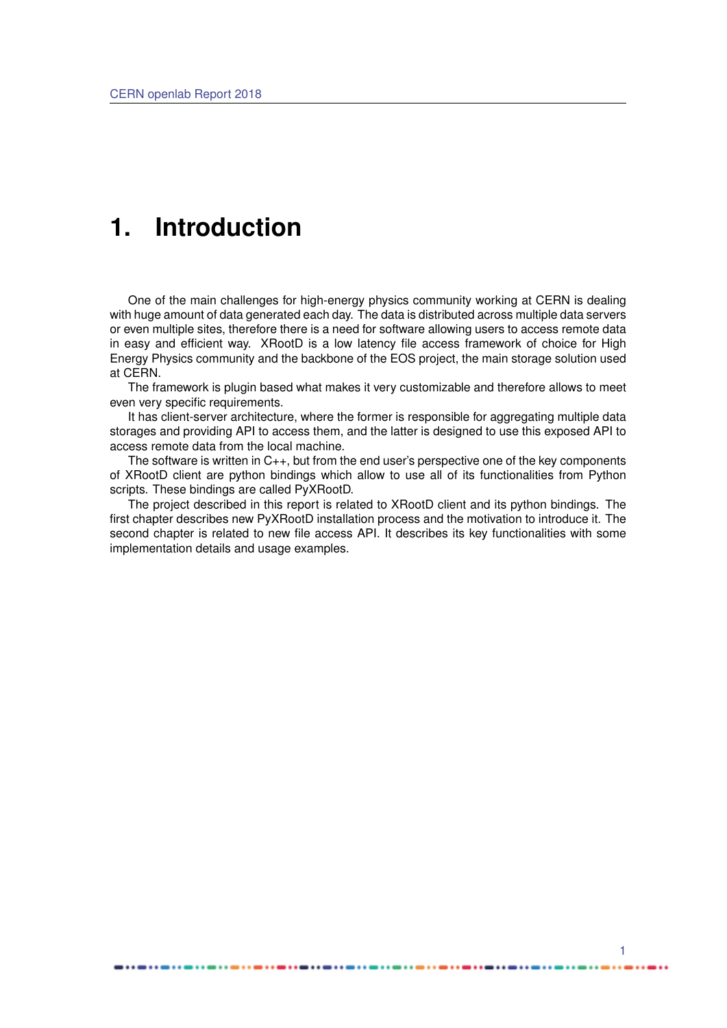# 1. Introduction

One of the main challenges for high-energy physics community working at CERN is dealing with huge amount of data generated each day. The data is distributed across multiple data servers or even multiple sites, therefore there is a need for software allowing users to access remote data in easy and efficient way. XRootD is a low latency file access framework of choice for High Energy Physics community and the backbone of the EOS project, the main storage solution used at CERN.

The framework is plugin based what makes it very customizable and therefore allows to meet even very specific requirements.

It has client-server architecture, where the former is responsible for aggregating multiple data storages and providing API to access them, and the latter is designed to use this exposed API to access remote data from the local machine.

The software is written in C++, but from the end user's perspective one of the key components of XRootD client are python bindings which allow to use all of its functionalities from Python scripts. These bindings are called PyXRootD.

The project described in this report is related to XRootD client and its python bindings. The first chapter describes new PyXRootD installation process and the motivation to introduce it. The second chapter is related to new file access API. It describes its key functionalities with some implementation details and usage examples.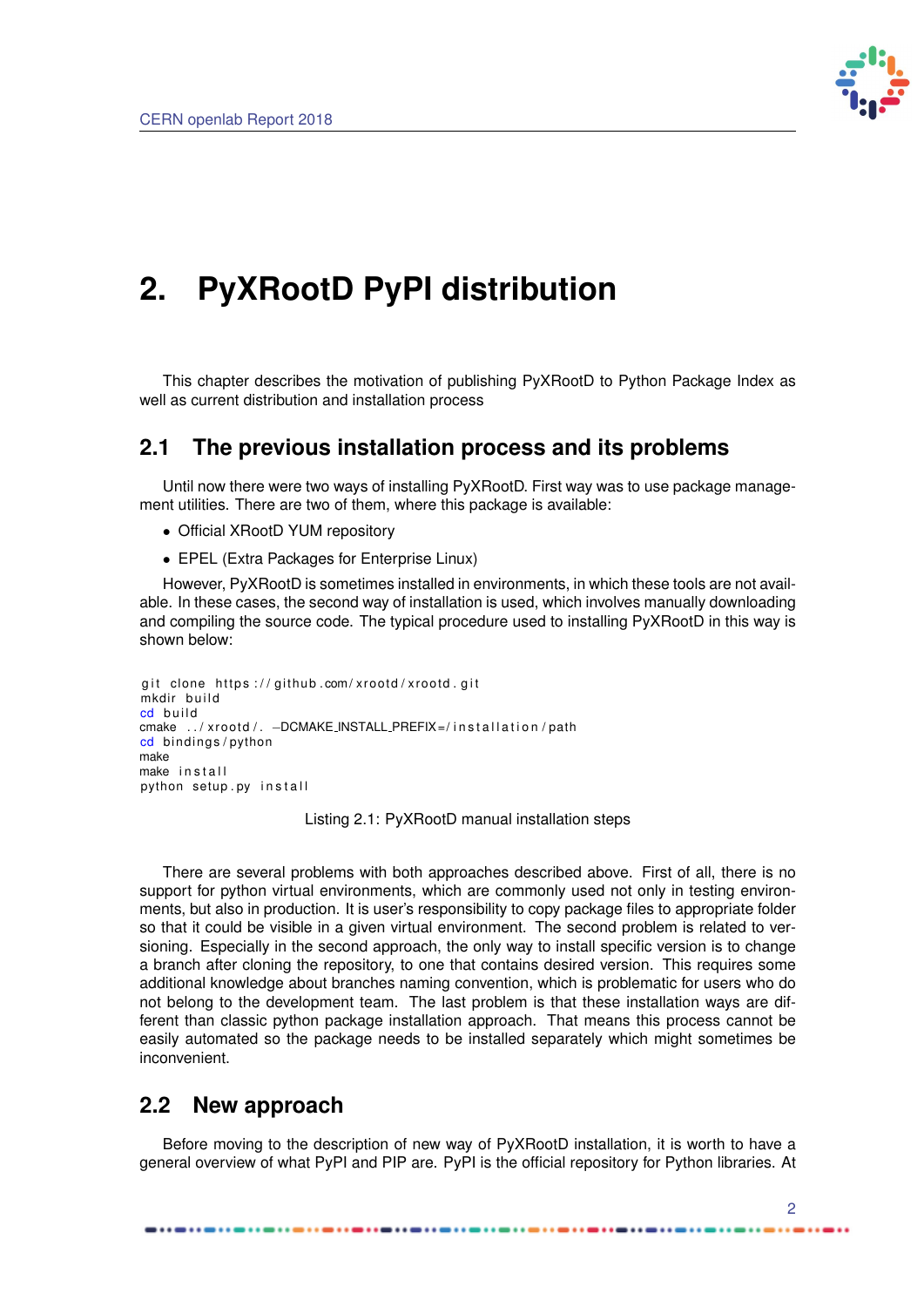# 2. PyXRootD PyPI distribution

This chapter describes the motivation of publishing PyXRootD to Python Package Index as well as current distribution and installation process

## 2.1 The previous installation process and its problems

Until now there were two ways of installing PyXRootD. First way was to use package management utilities. There are two of them, where this package is available:

- Official XRootD YUM repository
- EPEL (Extra Packages for Enterprise Linux)

However, PyXRootD is sometimes installed in environments, in which these tools are not available. In these cases, the second way of installation is used, which involves manually downloading and compiling the source code. The typical procedure used to installing PyXRootD in this way is shown below:

```
git clone https://github.com/xrootd/xrootd.git
mkdir build
cd build
cmake ../xrootd/. -DCMAKE_INSTALL_PREFIX=/installation/path
cd bindings/python
make
make install
python setup.py install
```

Listing 2.1: PyXRootD manual installation steps

There are several problems with both approaches described above. First of all, there is no support for python virtual environments, which are commonly used not only in testing environments, but also in production. It is user's responsibility to copy package files to appropriate folder so that it could be visible in a given virtual environment. The second problem is related to versioning. Especially in the second approach, the only way to install specific version is to change a branch after cloning the repository, to one that contains desired version. This requires some additional knowledge about branches naming convention, which is problematic for users who do not belong to the development team. The last problem is that these installation ways are different than classic python package installation approach. That means this process cannot be easily automated so the package needs to be installed separately which might sometimes be inconvenient.

## 2.2 New approach

Before moving to the description of new way of PyXRootD installation, it is worth to have a general overview of what PyPI and PIP are. PyPI is the official repository for Python libraries. At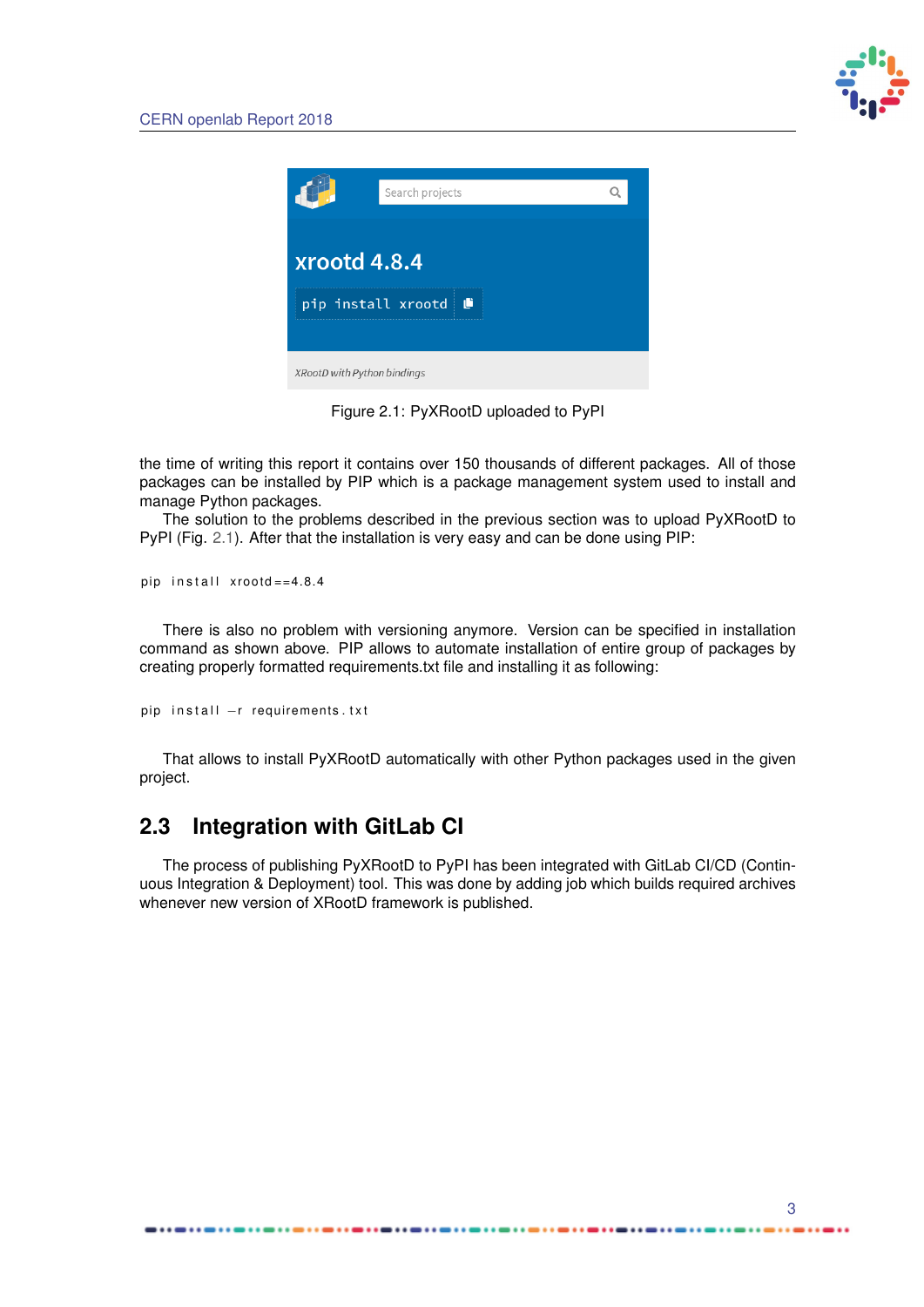Figure 2.1: PyXRootD uploaded to PyPI

the time of writing this report it contains over 150 thousands of different packages. All of those packages can be installed by PIP which is a package management system used to install and manage Python packages.

The solution to the problems described in the previous section was to upload PyXRootD to PyPI (Fig. 2.1). After that the installation is very easy and can be done using PIP:

```
pip install xrootd==4.8.4
```

There is also no problem with versioning anymore. Version can be specified in installation command as shown above. PIP allows to automate installation of entire group of packages by creating properly formatted requirements.txt file and installing it as following:

```
pip install -r requirements.txt
```

That allows to install PyXRootD automatically with other Python packages used in the given project.

## 2.3 Integration with GitLab CI

The process of publishing PyXRootD to PyPI has been integrated with GitLab CI/CD (Continuous Integration & Deployment) tool. This was done by adding job which builds required archives whenever new version of XRootD framework is published.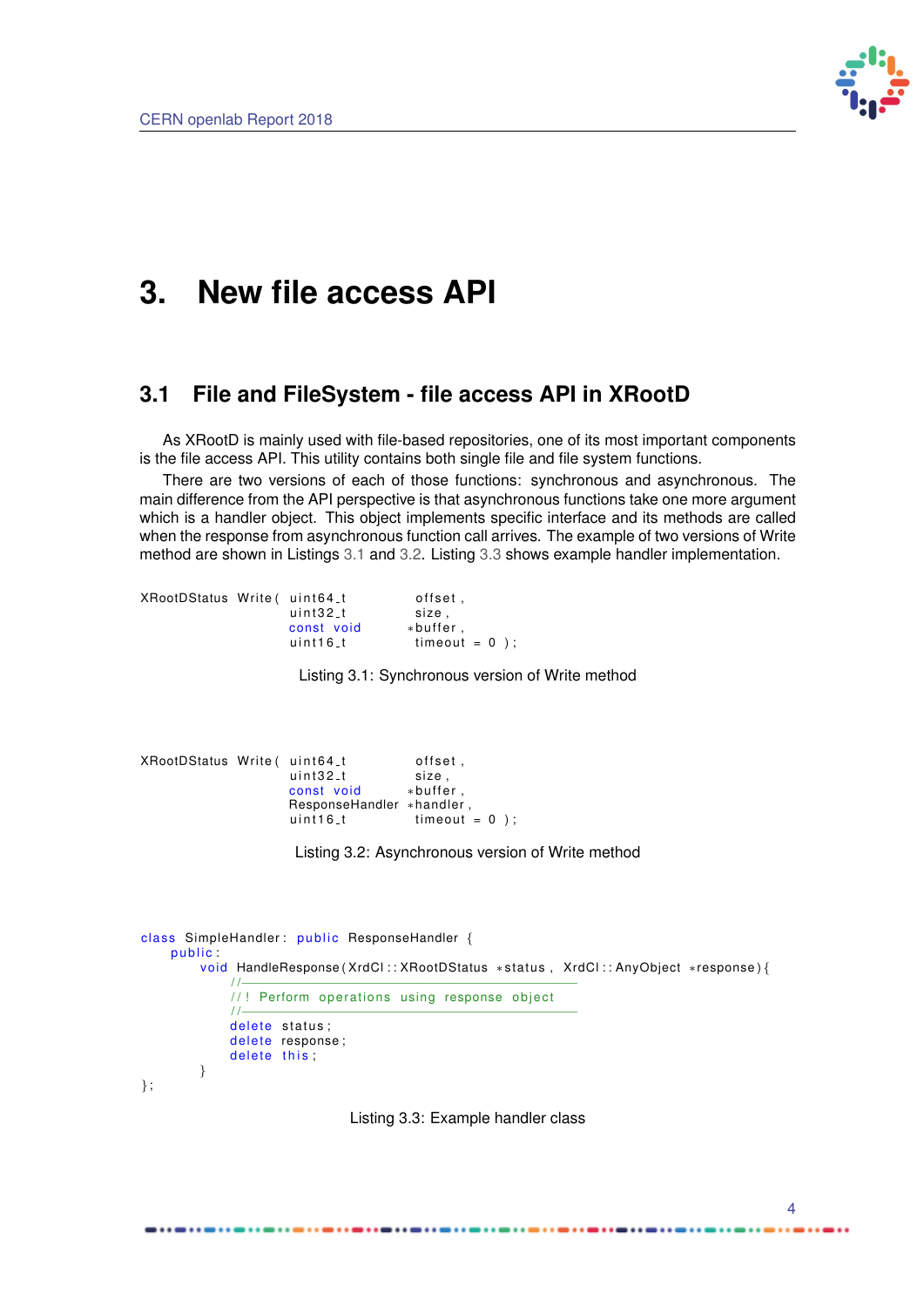# 3. New file access API

## 3.1 File and FileSystem - file access API in XRootD

As XRootD is mainly used with file-based repositories, one of its most important components is the file access API. This utility contains both single file and file system functions.

There are two versions of each of those functions: synchronous and asynchronous. The main difference from the API perspective is that asynchronous functions take one more argument which is a handler object. This object implements specific interface and its methods are called when the response from asynchronous function call arrives. The example of two versions of Write method are shown in Listings 3.1 and 3.2. Listing 3.3 shows example handler implementation.

```
XRootDStatus Write( uint64_t          offset,
                    uint32_t          size,
                    const void       *buffer,
                    uint16_t          timeout = 0 );
```

Listing 3.1: Synchronous version of Write method

```
XRootDStatus Write( uint64_t          offset,
                    uint32_t          size,
                    const void       *buffer,
                    ResponseHandler  *handler,
                    uint16_t          timeout = 0 );
```

Listing 3.2: Asynchronous version of Write method

```
class SimpleHandler: public ResponseHandler {
    public:
        void HandleResponse(XrdCl::XRootDStatus *status, XrdCl::AnyObject *response){
            //------------------------------------------------------------
            //! Perform operations using response object
            //------------------------------------------------------------
            delete status;
            delete response;
            delete this;
        }
};
```

Listing 3.3: Example handler class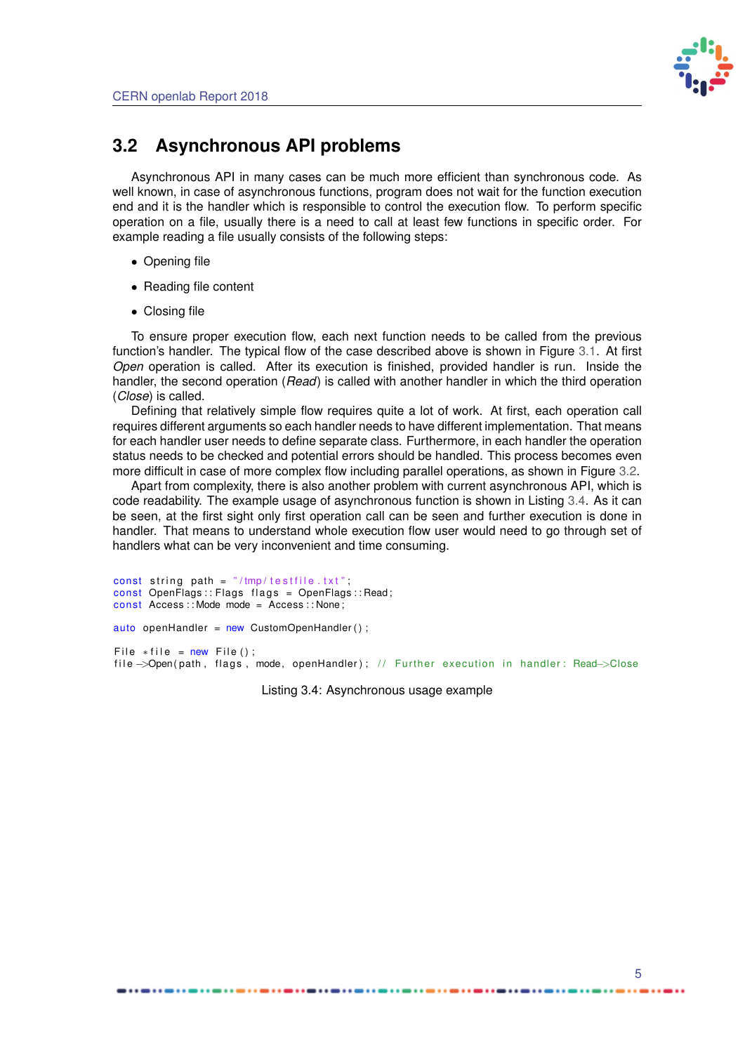## 3.2 Asynchronous API problems

Asynchronous API in many cases can be much more efficient than synchronous code. As well known, in case of asynchronous functions, program does not wait for the function execution end and it is the handler which is responsible to control the execution flow. To perform specific operation on a file, usually there is a need to call at least few functions in specific order. For example reading a file usually consists of the following steps:

- Opening file
- Reading file content
- Closing file

To ensure proper execution flow, each next function needs to be called from the previous function's handler. The typical flow of the case described above is shown in Figure 3.1. At first *Open* operation is called. After its execution is finished, provided handler is run. Inside the handler, the second operation (*Read*) is called with another handler in which the third operation (*Close*) is called.

Defining that relatively simple flow requires quite a lot of work. At first, each operation call requires different arguments so each handler needs to have different implementation. That means for each handler user needs to define separate class. Furthermore, in each handler the operation status needs to be checked and potential errors should be handled. This process becomes even more difficult in case of more complex flow including parallel operations, as shown in Figure 3.2.

Apart from complexity, there is also another problem with current asynchronous API, which is code readability. The example usage of asynchronous function is shown in Listing 3.4. As it can be seen, at the first sight only first operation call can be seen and further execution is done in handler. That means to understand whole execution flow user would need to go through set of handlers what can be very inconvenient and time consuming.

```
const string path = "/tmp/testfile.txt";
const OpenFlags::Flags flags = OpenFlags::Read;
const Access::Mode mode = Access::None;

auto openHandler = new CustomOpenHandler();

File *file = new File();
file->Open(path, flags, mode, openHandler); // Further execution in handler: Read->Close
```

Listing 3.4: Asynchronous usage example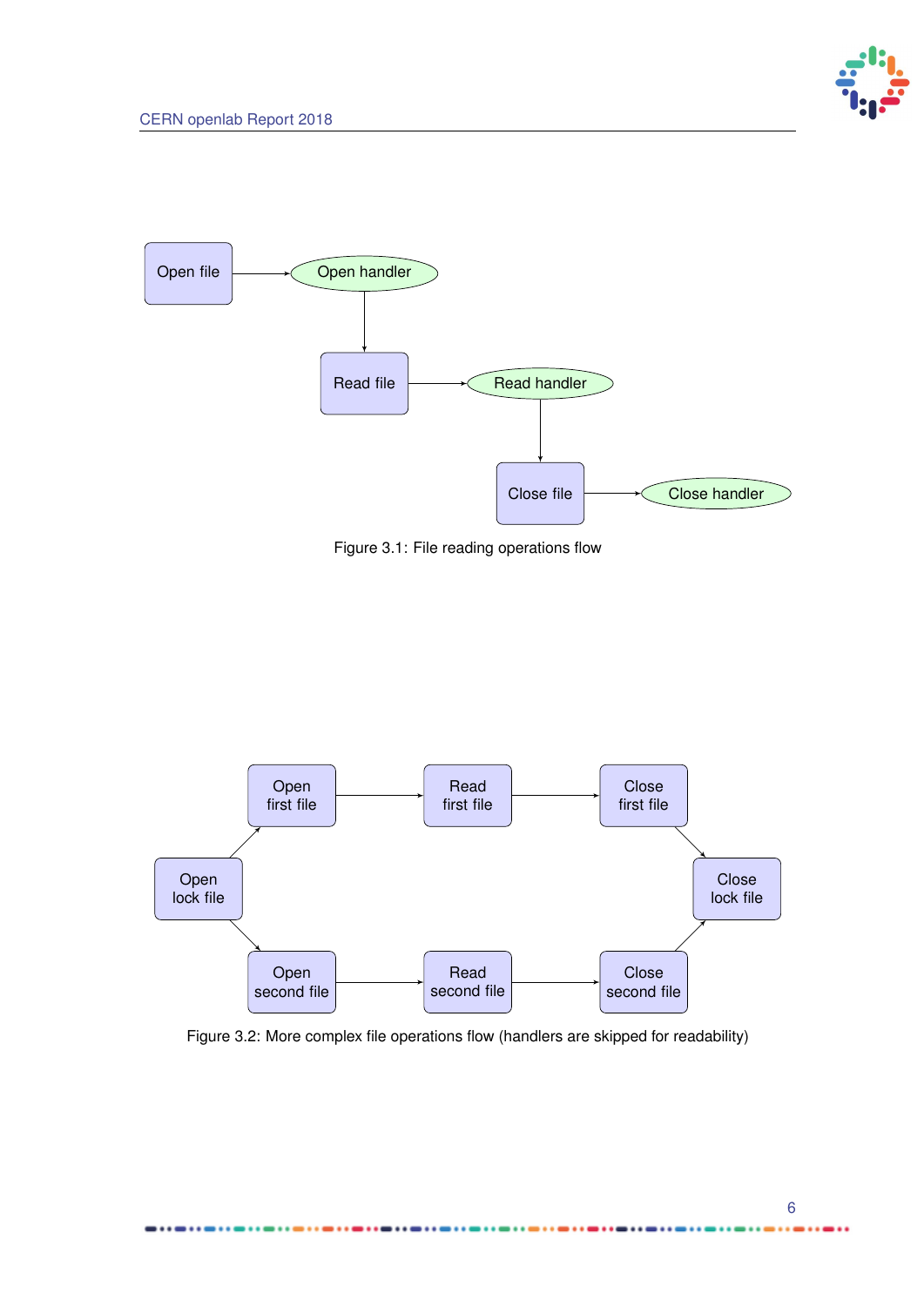Figure 3.1: File reading operations flow

Figure 3.2: More complex file operations flow (handlers are skipped for readability)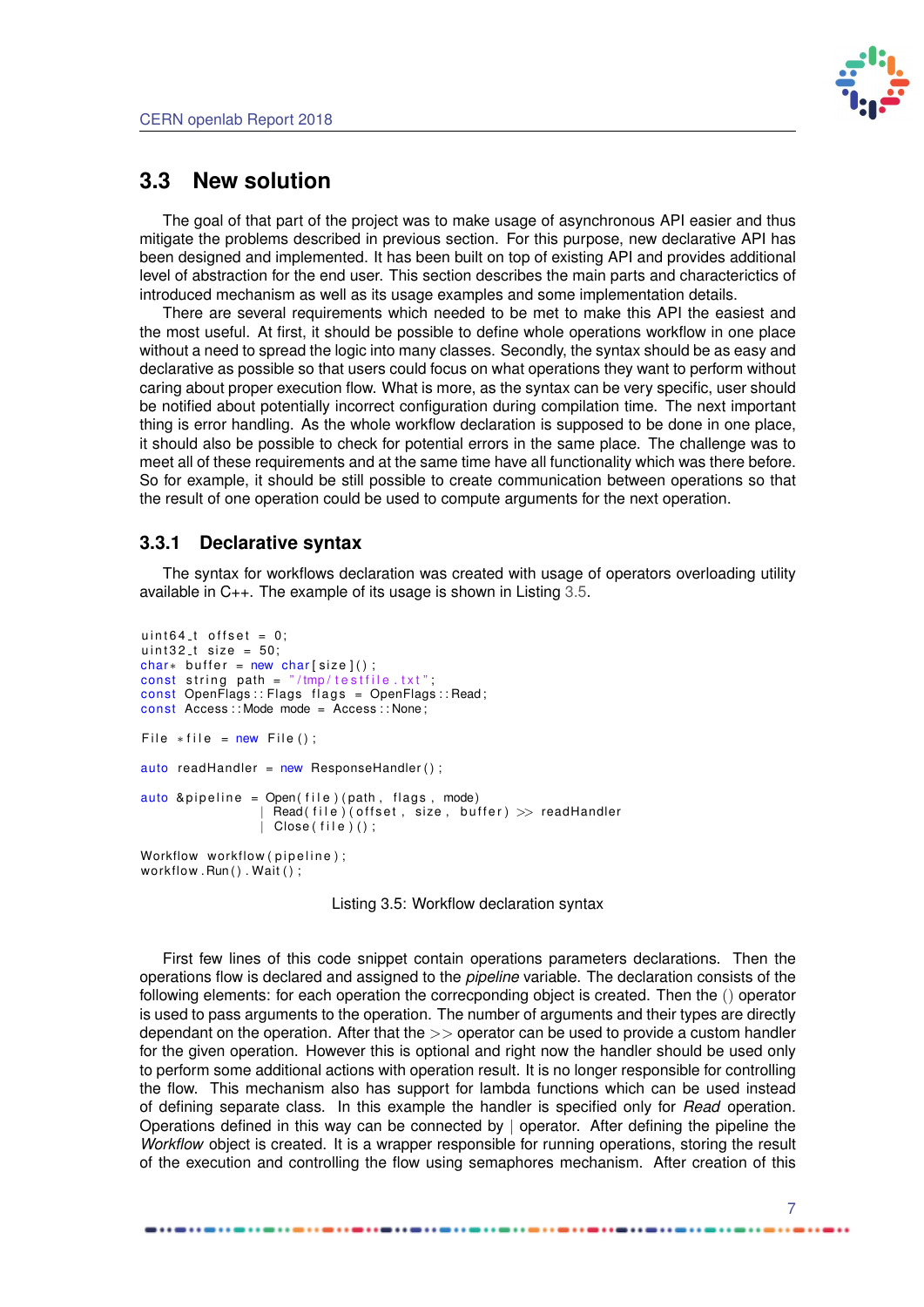## 3.3 New solution

The goal of that part of the project was to make usage of asynchronous API easier and thus mitigate the problems described in previous section. For this purpose, new declarative API has been designed and implemented. It has been built on top of existing API and provides additional level of abstraction for the end user. This section describes the main parts and characterictics of introduced mechanism as well as its usage examples and some implementation details.

There are several requirements which needed to be met to make this API the easiest and the most useful. At first, it should be possible to define whole operations workflow in one place without a need to spread the logic into many classes. Secondly, the syntax should be as easy and declarative as possible so that users could focus on what operations they want to perform without caring about proper execution flow. What is more, as the syntax can be very specific, user should be notified about potentially incorrect configuration during compilation time. The next important thing is error handling. As the whole workflow declaration is supposed to be done in one place, it should also be possible to check for potential errors in the same place. The challenge was to meet all of these requirements and at the same time have all functionality which was there before. So for example, it should be still possible to create communication between operations so that the result of one operation could be used to compute arguments for the next operation.

### 3.3.1 Declarative syntax

The syntax for workflows declaration was created with usage of operators overloading utility available in C++. The example of its usage is shown in Listing 3.5.

```
uint64_t offset = 0;
uint32_t size = 50;
char* buffer = new char[size]();
const string path = "/tmp/testfile.txt";
const OpenFlags::Flags flags = OpenFlags::Read;
const Access::Mode mode = Access::None;

File *file = new File();

auto readHandler = new ResponseHandler();

auto &pipeline = Open(file)(path, flags, mode)
                 | Read(file)(offset, size, buffer) >> readHandler
                 | Close(file)();

Workflow workflow(pipeline);
workflow.Run().Wait();
```

Listing 3.5: Workflow declaration syntax

First few lines of this code snippet contain operations parameters declarations. Then the operations flow is declared and assigned to the *pipeline* variable. The declaration consists of the following elements: for each operation the correcponding object is created. Then the () operator is used to pass arguments to the operation. The number of arguments and their types are directly dependant on the operation. After that the >> operator can be used to provide a custom handler for the given operation. However this is optional and right now the handler should be used only to perform some additional actions with operation result. It is no longer responsible for controlling the flow. This mechanism also has support for lambda functions which can be used instead of defining separate class. In this example the handler is specified only for *Read* operation. Operations defined in this way can be connected by | operator. After defining the pipeline the *Workflow* object is created. It is a wrapper responsible for running operations, storing the result of the execution and controlling the flow using semaphores mechanism. After creation of this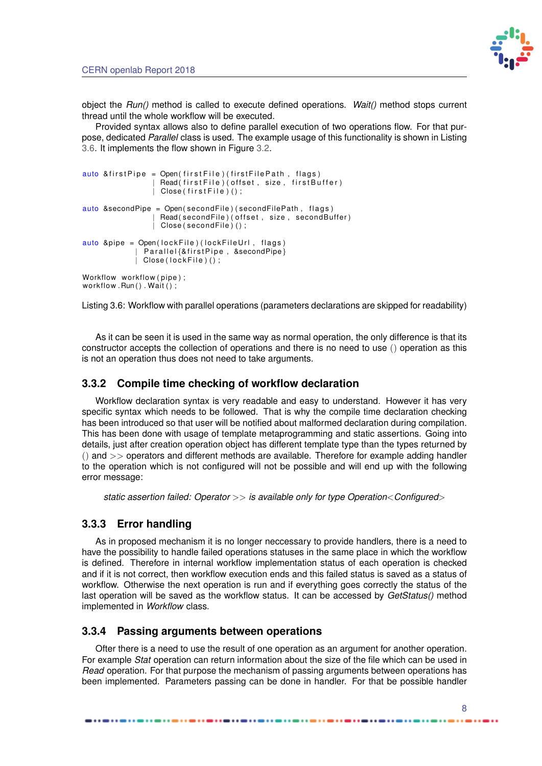object the *Run()* method is called to execute defined operations. *Wait()* method stops current thread until the whole workflow will be executed.

Provided syntax allows also to define parallel execution of two operations flow. For that purpose, dedicated *Parallel* class is used. The example usage of this functionality is shown in Listing 3.6. It implements the flow shown in Figure 3.2.

```
auto &firstPipe = Open(firstFile)(firstFilePath, flags)
                 | Read(firstFile)(offset, size, firstBuffer)
                 | Close(firstFile)();

auto &secondPipe = Open(secondFile)(secondFilePath, flags)
                 | Read(secondFile)(offset, size, secondBuffer)
                 | Close(secondFile)();

auto &pipe = Open(lockFile)(lockFileUrl, flags)
           | Parallel{&firstPipe, &secondPipe}
           | Close(lockFile)();

Workflow workflow(pipe);
workflow.Run().Wait();
```

Listing 3.6: Workflow with parallel operations (parameters declarations are skipped for readability)

As it can be seen it is used in the same way as normal operation, the only difference is that its constructor accepts the collection of operations and there is no need to use () operation as this is not an operation thus does not need to take arguments.

### 3.3.2 Compile time checking of workflow declaration

Workflow declaration syntax is very readable and easy to understand. However it has very specific syntax which needs to be followed. That is why the compile time declaration checking has been introduced so that user will be notified about malformed declaration during compilation. This has been done with usage of template metaprogramming and static assertions. Going into details, just after creation operation object has different template type than the types returned by () and >> operators and different methods are available. Therefore for example adding handler to the operation which is not configured will not be possible and will end up with the following error message:

*static assertion failed: Operator >> is available only for type Operation<Configured>*

### 3.3.3 Error handling

As in proposed mechanism it is no longer neccessary to provide handlers, there is a need to have the possibility to handle failed operations statuses in the same place in which the workflow is defined. Therefore in internal workflow implementation status of each operation is checked and if it is not correct, then workflow execution ends and this failed status is saved as a status of workflow. Otherwise the next operation is run and if everything goes correctly the status of the last operation will be saved as the workflow status. It can be accessed by *GetStatus()* method implemented in *Workflow* class.

### 3.3.4 Passing arguments between operations

Ofter there is a need to use the result of one operation as an argument for another operation. For example *Stat* operation can return information about the size of the file which can be used in *Read* operation. For that purpose the mechanism of passing arguments between operations has been implemented. Parameters passing can be done in handler. For that be possible handler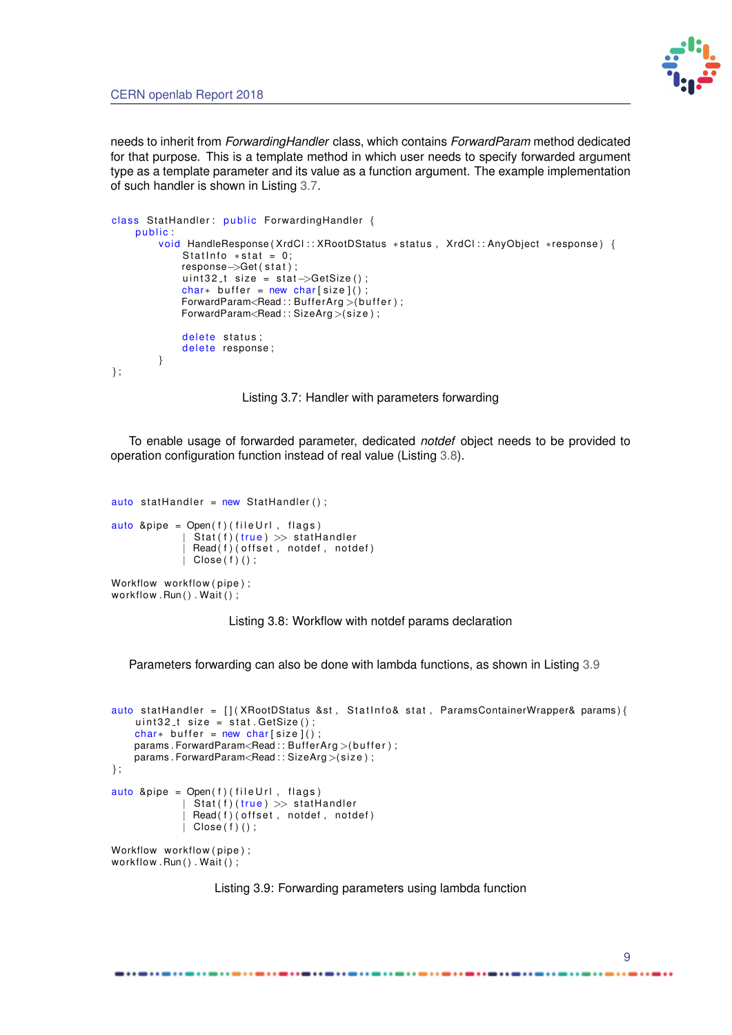needs to inherit from *ForwardingHandler* class, which contains *ForwardParam* method dedicated for that purpose. This is a template method in which user needs to specify forwarded argument type as a template parameter and its value as a function argument. The example implementation of such handler is shown in Listing 3.7.

```
class StatHandler: public ForwardingHandler {
    public:
        void HandleResponse(XrdCl::XRootDStatus *status, XrdCl::AnyObject *response) {
            StatInfo *stat = 0;
            response->Get(stat);
            uint32_t size = stat->GetSize();
            char* buffer = new char[size]();
            ForwardParam<Read::BufferArg>(buffer);
            ForwardParam<Read::SizeArg>(size);

            delete status;
            delete response;
        }
};
```

Listing 3.7: Handler with parameters forwarding

To enable usage of forwarded parameter, dedicated *notdef* object needs to be provided to operation configuration function instead of real value (Listing 3.8).

```
auto statHandler = new StatHandler();

auto &pipe = Open(f)(fileUrl, flags)
             | Stat(f)(true) >> statHandler
             | Read(f)(offset, notdef, notdef)
             | Close(f)();

Workflow workflow(pipe);
workflow.Run().Wait();
```

Listing 3.8: Workflow with notdef params declaration

Parameters forwarding can also be done with lambda functions, as shown in Listing 3.9

```
auto statHandler = [](XRootDStatus &st, StatInfo& stat, ParamsContainerWrapper& params){
    uint32_t size = stat.GetSize();
    char* buffer = new char[size]();
    params.ForwardParam<Read::BufferArg>(buffer);
    params.ForwardParam<Read::SizeArg>(size);
};

auto &pipe = Open(f)(fileUrl, flags)
             | Stat(f)(true) >> statHandler
             | Read(f)(offset, notdef, notdef)
             | Close(f)();

Workflow workflow(pipe);
workflow.Run().Wait();
```

Listing 3.9: Forwarding parameters using lambda function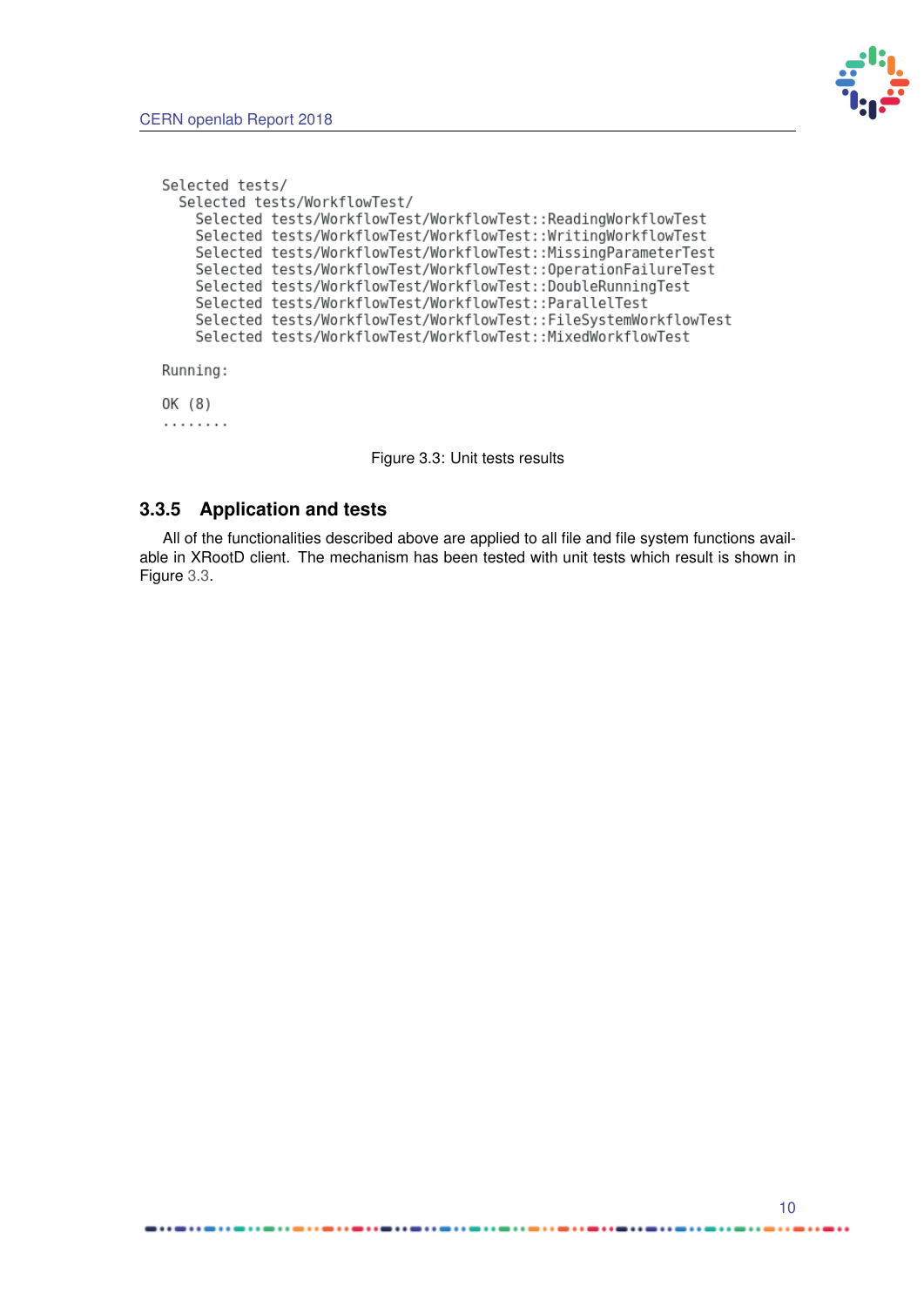```
Selected tests/
  Selected tests/WorkflowTest/
    Selected tests/WorkflowTest/WorkflowTest::ReadingWorkflowTest
    Selected tests/WorkflowTest/WorkflowTest::WritingWorkflowTest
    Selected tests/WorkflowTest/WorkflowTest::MissingParameterTest
    Selected tests/WorkflowTest/WorkflowTest::OperationFailureTest
    Selected tests/WorkflowTest/WorkflowTest::DoubleRunningTest
    Selected tests/WorkflowTest/WorkflowTest::ParallelTest
    Selected tests/WorkflowTest/WorkflowTest::FileSystemWorkflowTest
    Selected tests/WorkflowTest/WorkflowTest::MixedWorkflowTest

Running:

OK (8)
........
```

Figure 3.3: Unit tests results

### 3.3.5 Application and tests

All of the functionalities described above are applied to all file and file system functions available in XRootD client. The mechanism has been tested with unit tests which result is shown in Figure 3.3.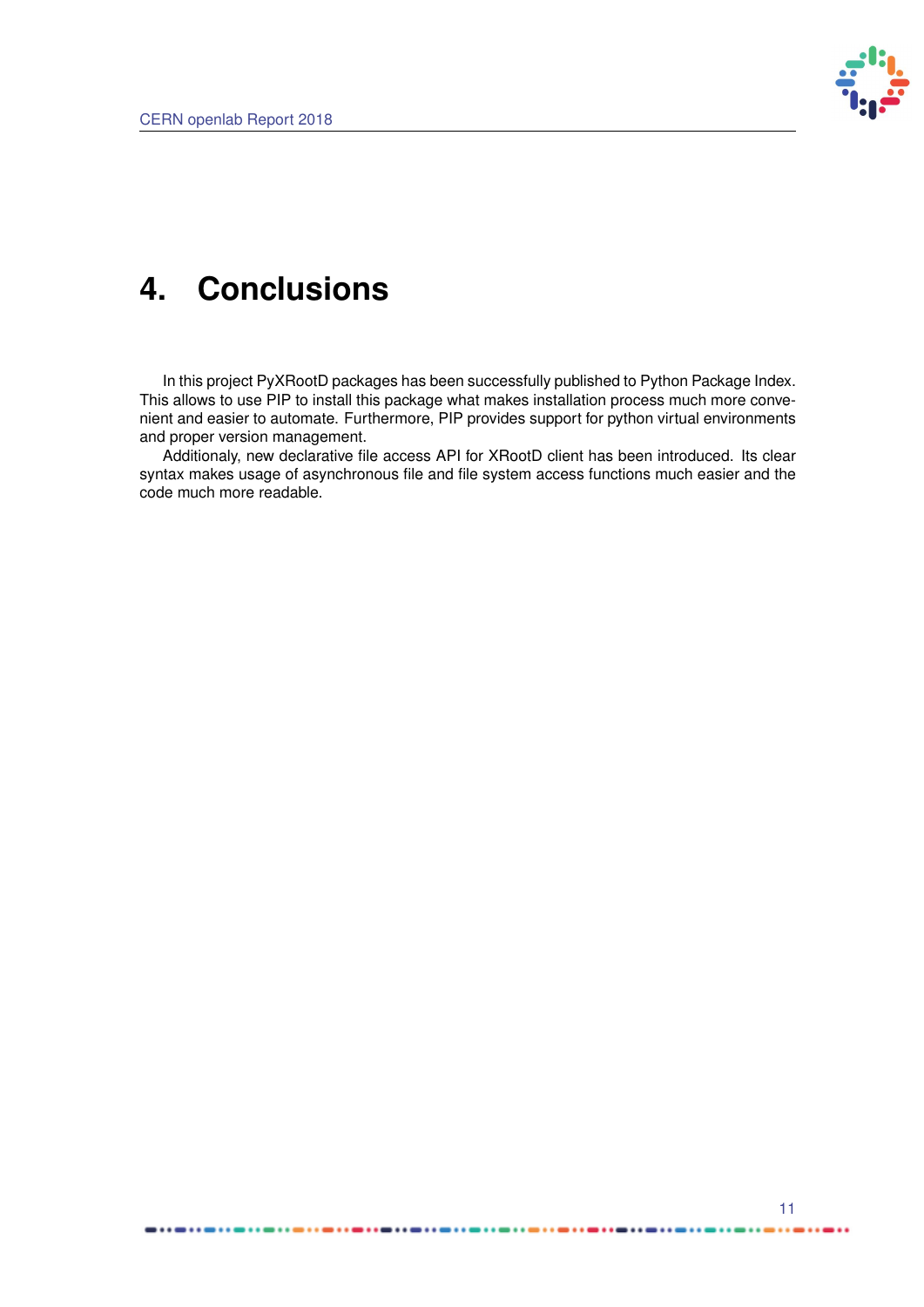# 4. Conclusions

In this project PyXRootD packages has been successfully published to Python Package Index. This allows to use PIP to install this package what makes installation process much more convenient and easier to automate. Furthermore, PIP provides support for python virtual environments and proper version management.

Additionaly, new declarative file access API for XRootD client has been introduced. Its clear syntax makes usage of asynchronous file and file system access functions much easier and the code much more readable.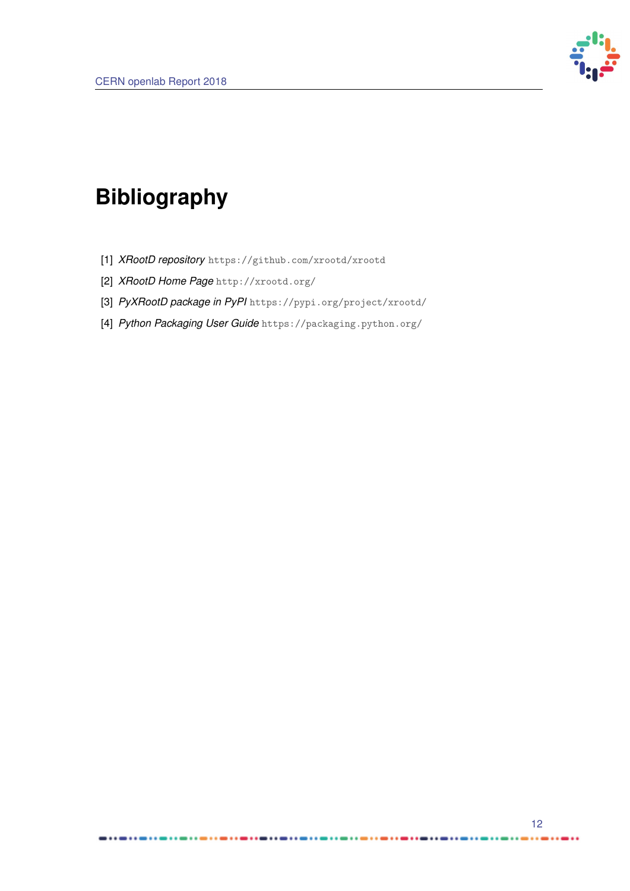# Bibliography

[1] *XRootD repository* https://github.com/xrootd/xrootd

[2] *XRootD Home Page* http://xrootd.org/

[3] *PyXRootD package in PyPI* https://pypi.org/project/xrootd/

[4] *Python Packaging User Guide* https://packaging.python.org/